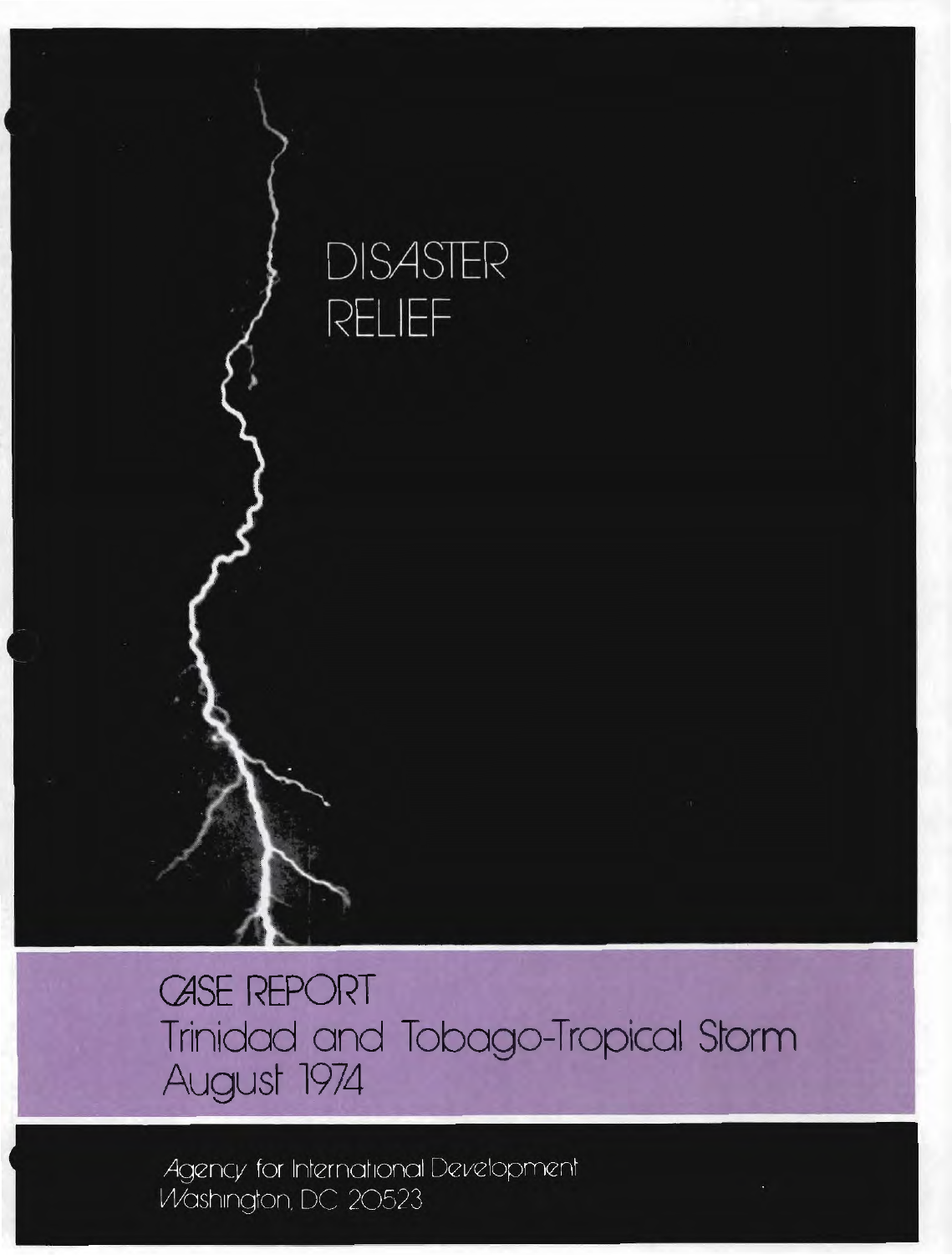# DISASTER RELIEF

## CASE REPORT
## Trinidad and Tobago-Tropical Storm August 1974

*Agency for International Development*
*Washington, DC 20523*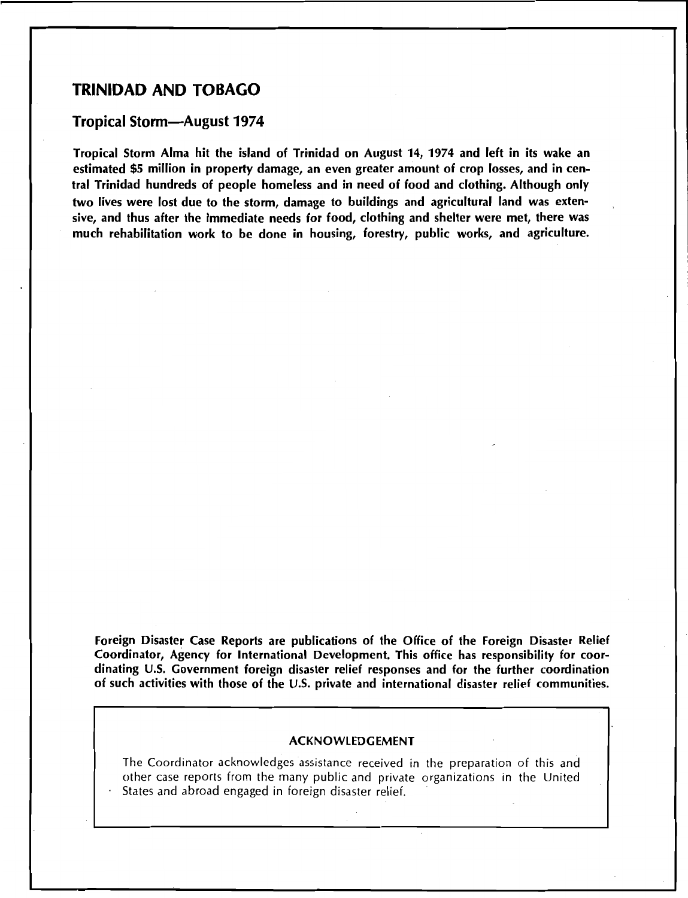## TRINIDAD AND TOBAGO

### Tropical Storm—August 1974

**Tropical Storm Alma hit the island of Trinidad on August 14, 1974 and left in its wake an estimated $5 million in property damage, an even greater amount of crop losses, and in central Trinidad hundreds of people homeless and in need of food and clothing. Although only two lives were lost due to the storm, damage to buildings and agricultural land was extensive, and thus after the immediate needs for food, clothing and shelter were met, there was much rehabilitation work to be done in housing, forestry, public works, and agriculture.**

**Foreign Disaster Case Reports are publications of the Office of the Foreign Disaster Relief Coordinator, Agency for International Development. This office has responsibility for coordinating U.S. Government foreign disaster relief responses and for the further coordination of such activities with those of the U.S. private and international disaster relief communities.**

**ACKNOWLEDGEMENT**

The Coordinator acknowledges assistance received in the preparation of this and other case reports from the many public and private organizations in the United States and abroad engaged in foreign disaster relief.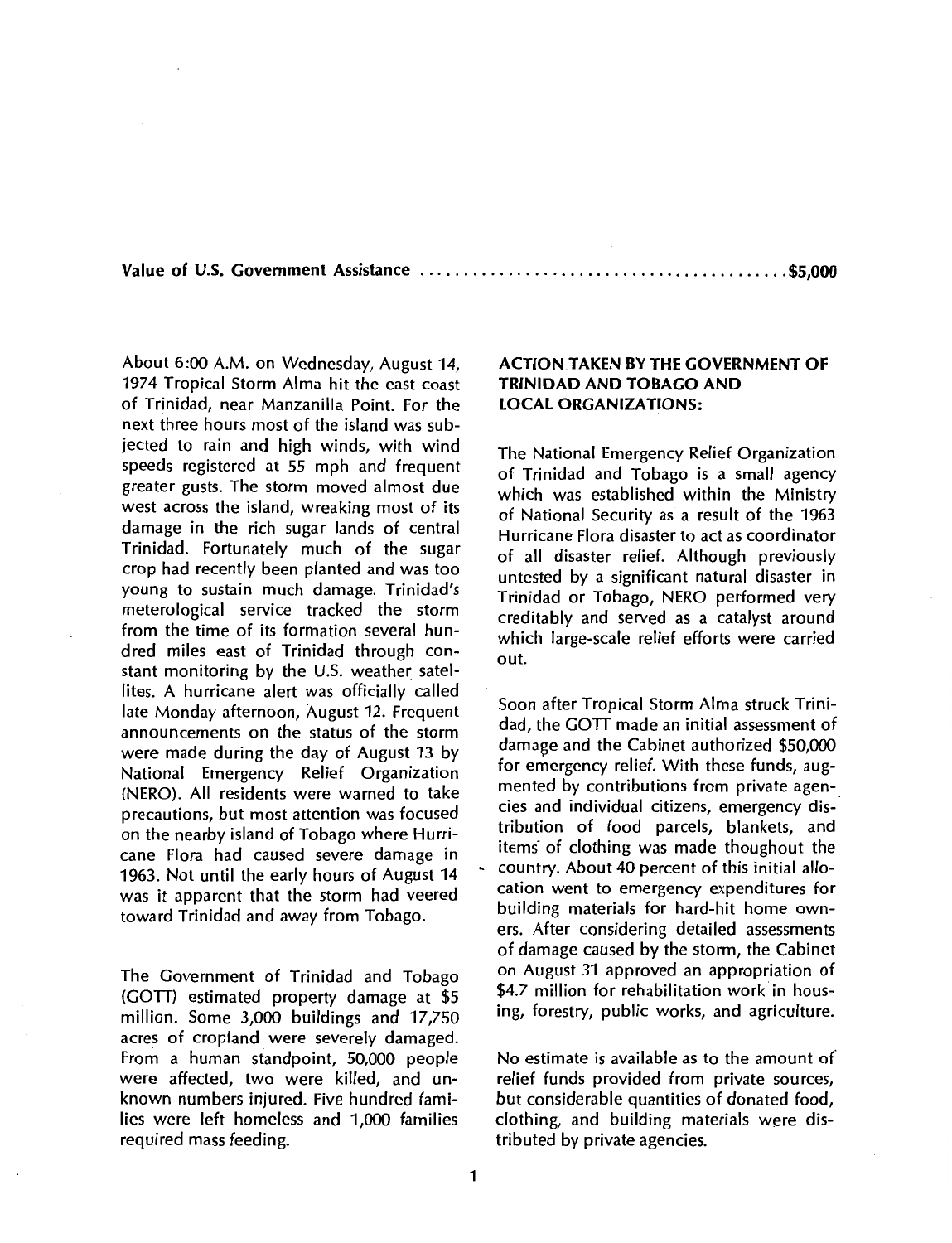**Value of U.S. Government Assistance ........................................\$5,000**

About 6:00 A.M. on Wednesday, August 14, 1974 Tropical Storm Alma hit the east coast of Trinidad, near Manzanilla Point. For the next three hours most of the island was subjected to rain and high winds, with wind speeds registered at 55 mph and frequent greater gusts. The storm moved almost due west across the island, wreaking most of its damage in the rich sugar lands of central Trinidad. Fortunately much of the sugar crop had recently been planted and was too young to sustain much damage. Trinidad's meterological service tracked the storm from the time of its formation several hundred miles east of Trinidad through constant monitoring by the U.S. weather satellites. A hurricane alert was officially called late Monday afternoon, August 12. Frequent announcements on the status of the storm were made during the day of August 13 by National Emergency Relief Organization (NERO). All residents were warned to take precautions, but most attention was focused on the nearby island of Tobago where Hurricane Flora had caused severe damage in 1963. Not until the early hours of August 14 was it apparent that the storm had veered toward Trinidad and away from Tobago.

The Government of Trinidad and Tobago (GOTT) estimated property damage at \$5 million. Some 3,000 buildings and 17,750 acres of cropland were severely damaged. From a human standpoint, 50,000 people were affected, two were killed, and unknown numbers injured. Five hundred families were left homeless and 1,000 families required mass feeding.

**ACTION TAKEN BY THE GOVERNMENT OF TRINIDAD AND TOBAGO AND LOCAL ORGANIZATIONS:**

The National Emergency Relief Organization of Trinidad and Tobago is a small agency which was established within the Ministry of National Security as a result of the 1963 Hurricane Flora disaster to act as coordinator of all disaster relief. Although previously untested by a significant natural disaster in Trinidad or Tobago, NERO performed very creditably and served as a catalyst around which large-scale relief efforts were carried out.

Soon after Tropical Storm Alma struck Trinidad, the GOTT made an initial assessment of damage and the Cabinet authorized \$50,000 for emergency relief. With these funds, augmented by contributions from private agencies and individual citizens, emergency distribution of food parcels, blankets, and items of clothing was made thoughout the country. About 40 percent of this initial allocation went to emergency expenditures for building materials for hard-hit home owners. After considering detailed assessments of damage caused by the storm, the Cabinet on August 31 approved an appropriation of \$4.7 million for rehabilitation work in housing, forestry, public works, and agriculture.

No estimate is available as to the amount of relief funds provided from private sources, but considerable quantities of donated food, clothing, and building materials were distributed by private agencies.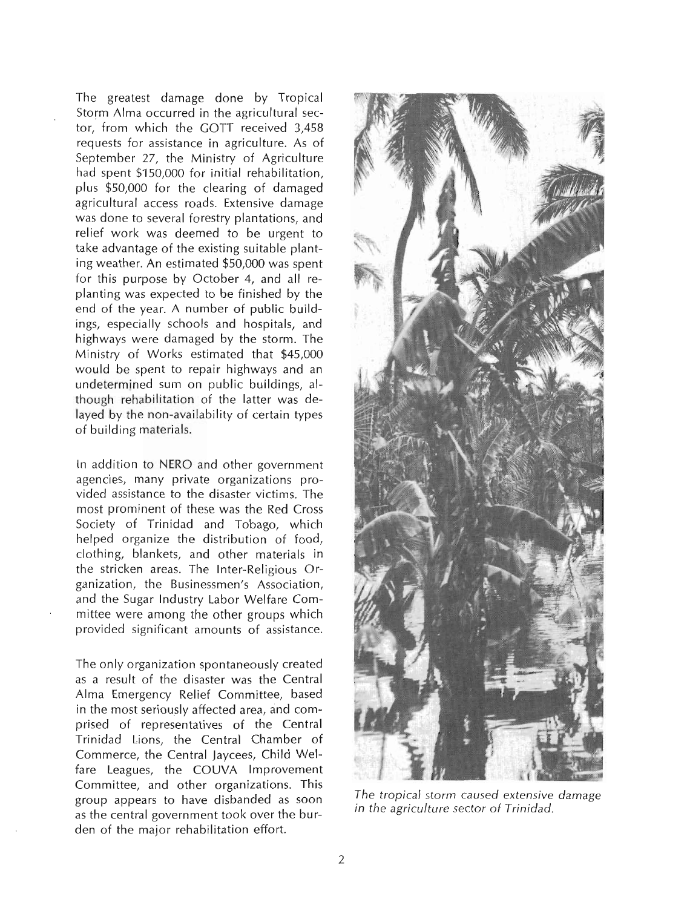The greatest damage done by Tropical Storm Alma occurred in the agricultural sector, from which the GOTT received 3,458 requests for assistance in agriculture. As of September 27, the Ministry of Agriculture had spent $150,000 for initial rehabilitation, plus $50,000 for the clearing of damaged agricultural access roads. Extensive damage was done to several forestry plantations, and relief work was deemed to be urgent to take advantage of the existing suitable planting weather. An estimated $50,000 was spent for this purpose by October 4, and all replanting was expected to be finished by the end of the year. A number of public buildings, especially schools and hospitals, and highways were damaged by the storm. The Ministry of Works estimated that $45,000 would be spent to repair highways and an undetermined sum on public buildings, although rehabilitation of the latter was delayed by the non-availability of certain types of building materials.

In addition to NERO and other government agencies, many private organizations provided assistance to the disaster victims. The most prominent of these was the Red Cross Society of Trinidad and Tobago, which helped organize the distribution of food, clothing, blankets, and other materials in the stricken areas. The Inter-Religious Organization, the Businessmen's Association, and the Sugar Industry Labor Welfare Committee were among the other groups which provided significant amounts of assistance.

The only organization spontaneously created as a result of the disaster was the Central Alma Emergency Relief Committee, based in the most seriously affected area, and comprised of representatives of the Central Trinidad Lions, the Central Chamber of Commerce, the Central Jaycees, Child Welfare Leagues, the COUVA Improvement Committee, and other organizations. This group appears to have disbanded as soon as the central government took over the burden of the major rehabilitation effort.

*The tropical storm caused extensive damage in the agriculture sector of Trinidad.*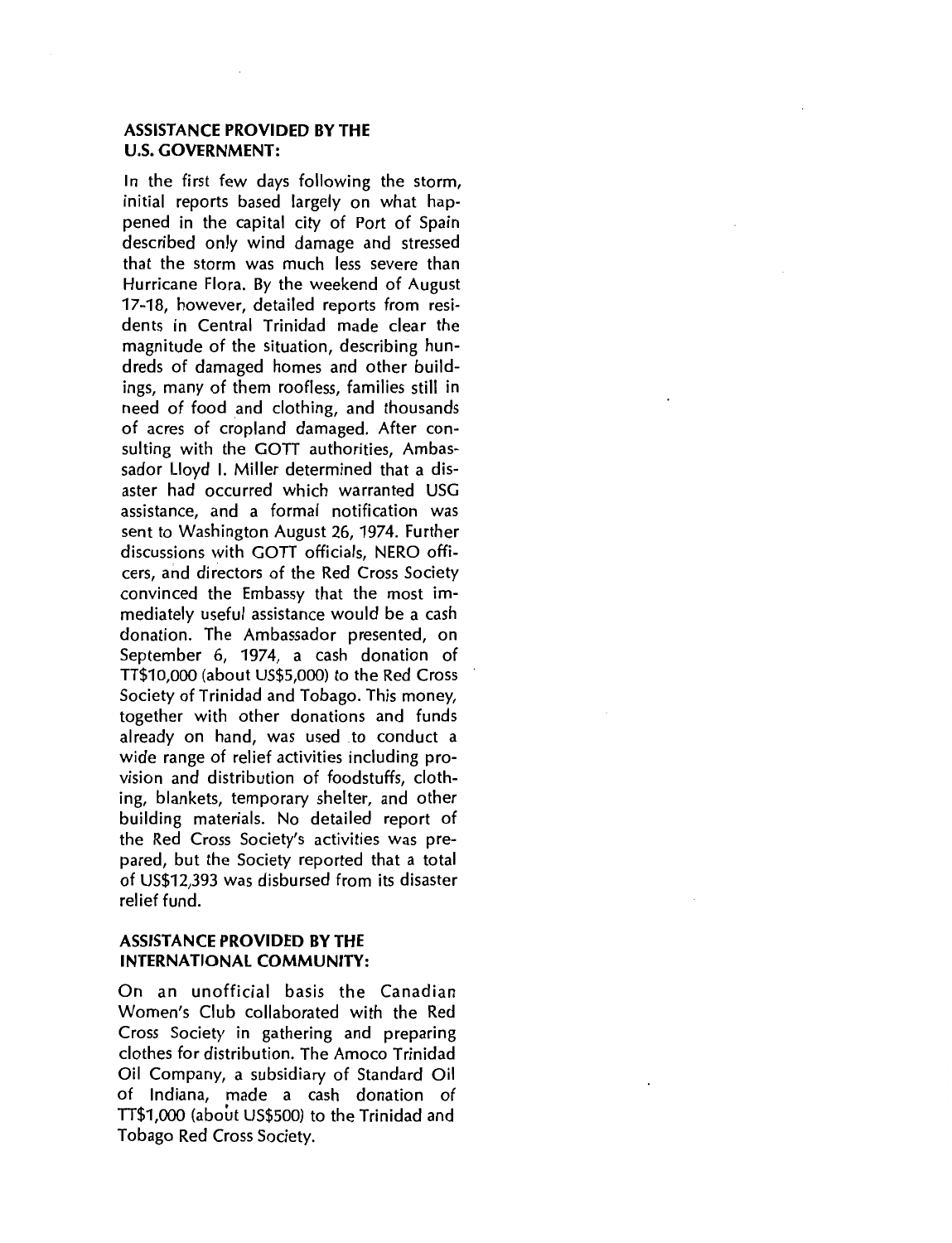## ASSISTANCE PROVIDED BY THE U.S. GOVERNMENT:

In the first few days following the storm, initial reports based largely on what happened in the capital city of Port of Spain described only wind damage and stressed that the storm was much less severe than Hurricane Flora. By the weekend of August 17-18, however, detailed reports from residents in Central Trinidad made clear the magnitude of the situation, describing hundreds of damaged homes and other buildings, many of them roofless, families still in need of food and clothing, and thousands of acres of cropland damaged. After consulting with the GOTT authorities, Ambassador Lloyd I. Miller determined that a disaster had occurred which warranted USG assistance, and a formal notification was sent to Washington August 26, 1974. Further discussions with GOTT officials, NERO officers, and directors of the Red Cross Society convinced the Embassy that the most immediately useful assistance would be a cash donation. The Ambassador presented, on September 6, 1974, a cash donation of TT$10,000 (about US$5,000) to the Red Cross Society of Trinidad and Tobago. This money, together with other donations and funds already on hand, was used to conduct a wide range of relief activities including provision and distribution of foodstuffs, clothing, blankets, temporary shelter, and other building materials. No detailed report of the Red Cross Society's activities was prepared, but the Society reported that a total of US$12,393 was disbursed from its disaster relief fund.

## ASSISTANCE PROVIDED BY THE INTERNATIONAL COMMUNITY:

On an unofficial basis the Canadian Women's Club collaborated with the Red Cross Society in gathering and preparing clothes for distribution. The Amoco Trinidad Oil Company, a subsidiary of Standard Oil of Indiana, made a cash donation of TT$1,000 (about US$500) to the Trinidad and Tobago Red Cross Society.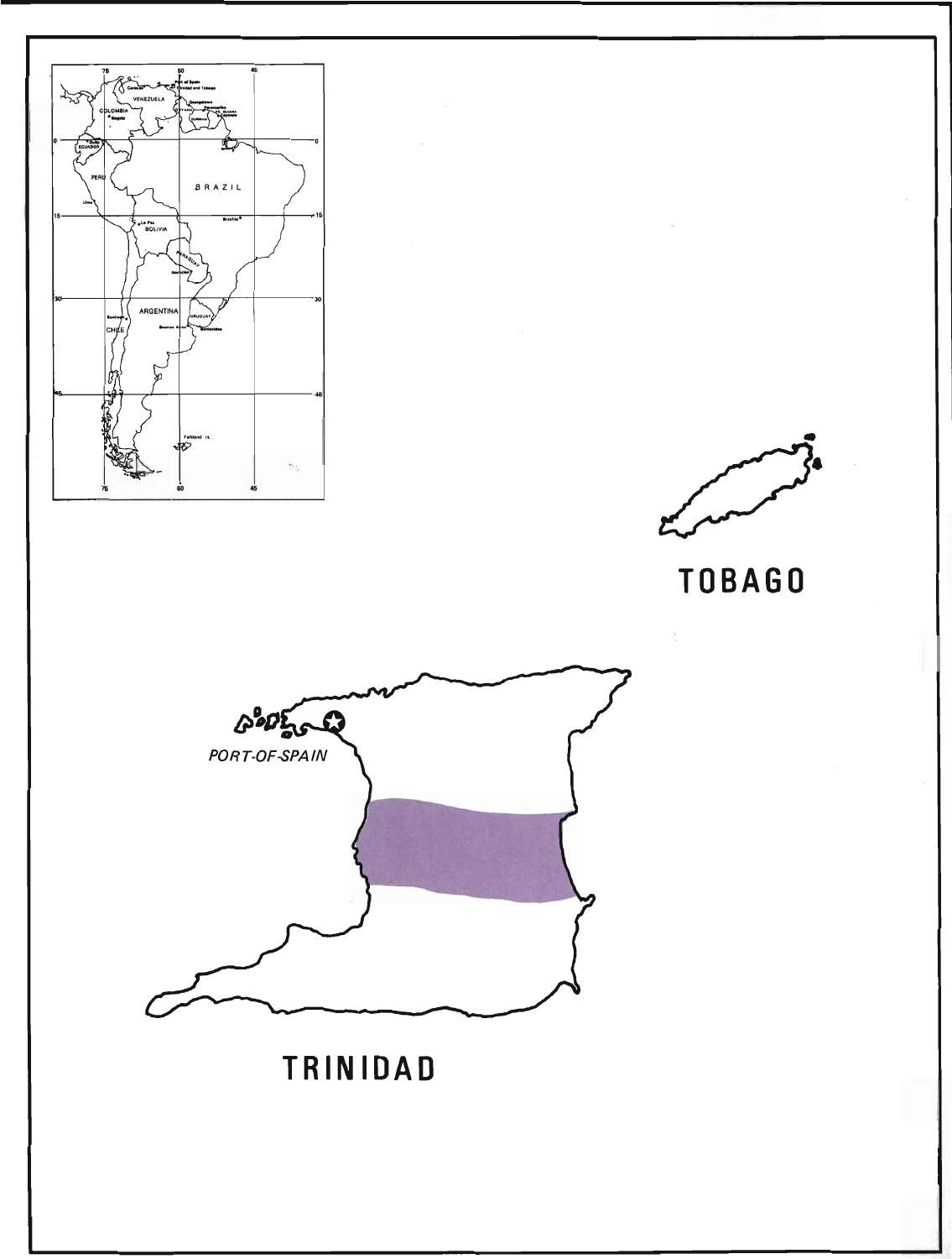TOBAGO

PORT-OF-SPAIN

TRINIDAD